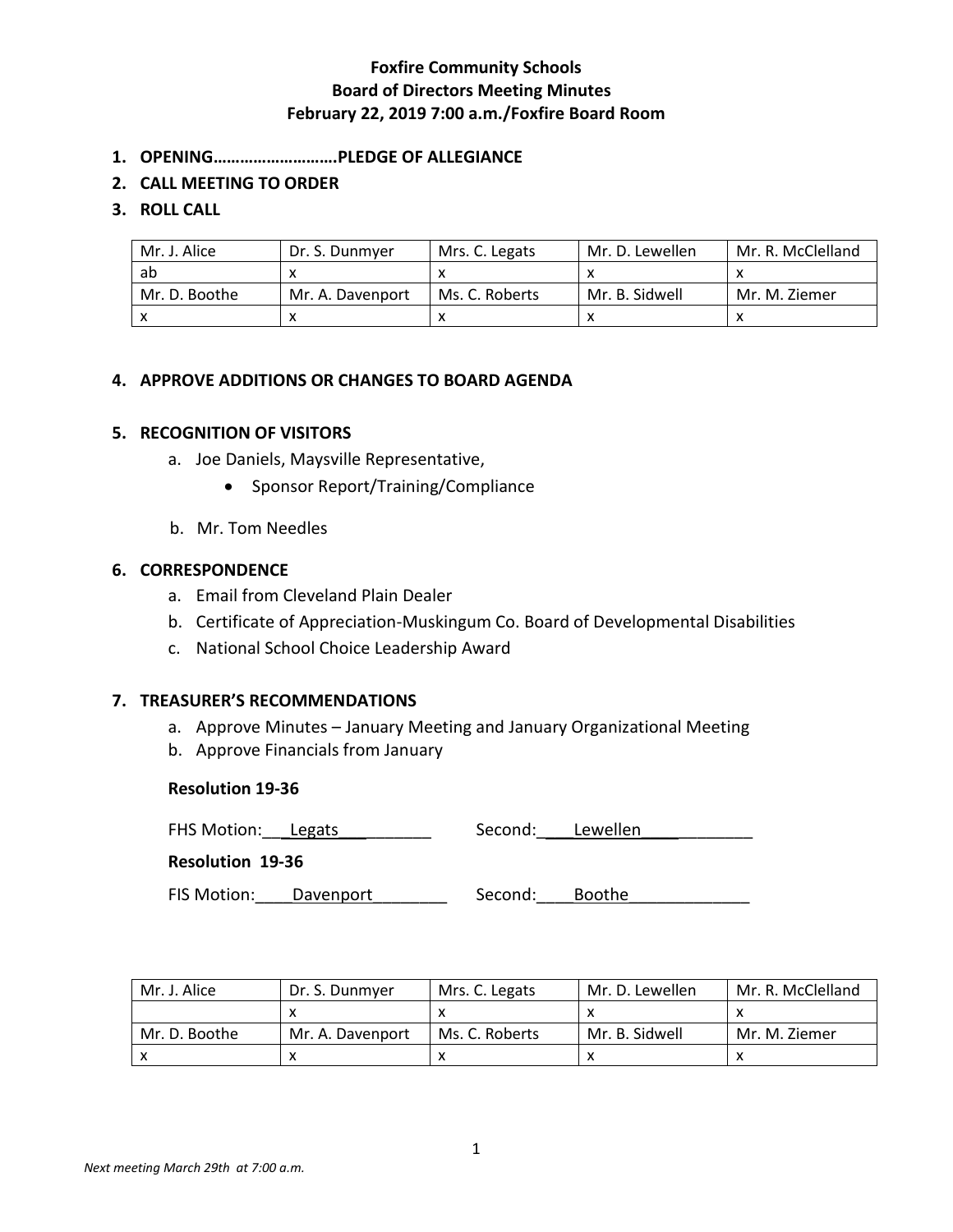**Foxfire Community Schools**
**Board of Directors Meeting Minutes**
**February 22, 2019 7:00 a.m./Foxfire Board Room**

1. **OPENING……………………….PLEDGE OF ALLEGIANCE**
2. **CALL MEETING TO ORDER**
3. **ROLL CALL**

| Mr. J. Alice | Dr. S. Dunmyer | Mrs. C. Legats | Mr. D. Lewellen | Mr. R. McClelland |
|---|---|---|---|---|
| ab | x | x | x | x |
| Mr. D. Boothe | Mr. A. Davenport | Ms. C. Roberts | Mr. B. Sidwell | Mr. M. Ziemer |
| x | x | x | x | x |

4. **APPROVE ADDITIONS OR CHANGES TO BOARD AGENDA**

5. **RECOGNITION OF VISITORS**
   a. Joe Daniels, Maysville Representative,
      - Sponsor Report/Training/Compliance

   b. Mr. Tom Needles

6. **CORRESPONDENCE**
   a. Email from Cleveland Plain Dealer
   b. Certificate of Appreciation-Muskingum Co. Board of Developmental Disabilities
   c. National School Choice Leadership Award

7. **TREASURER'S RECOMMENDATIONS**
   a. Approve Minutes – January Meeting and January Organizational Meeting
   b. Approve Financials from January

   **Resolution 19-36**

   FHS Motion: Legats    Second: Lewellen

   **Resolution 19-36**

   FIS Motion: Davenport    Second: Boothe

| Mr. J. Alice | Dr. S. Dunmyer | Mrs. C. Legats | Mr. D. Lewellen | Mr. R. McClelland |
|---|---|---|---|---|
| | x | x | x | x |
| Mr. D. Boothe | Mr. A. Davenport | Ms. C. Roberts | Mr. B. Sidwell | Mr. M. Ziemer |
| x | x | x | x | x |

*Next meeting March 29th at 7:00 a.m.*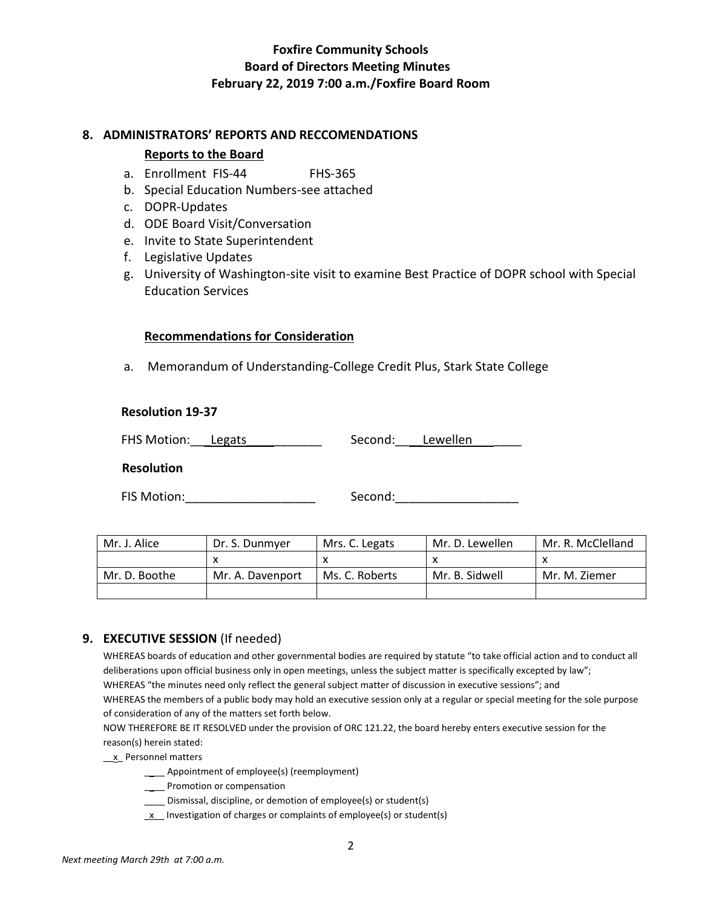**Foxfire Community Schools**
**Board of Directors Meeting Minutes**
**February 22, 2019 7:00 a.m./Foxfire Board Room**

## 8. ADMINISTRATORS' REPORTS AND RECCOMENDATIONS

### Reports to the Board

a. Enrollment FIS-44 FHS-365
b. Special Education Numbers-see attached
c. DOPR-Updates
d. ODE Board Visit/Conversation
e. Invite to State Superintendent
f. Legislative Updates
g. University of Washington-site visit to examine Best Practice of DOPR school with Special Education Services

### Recommendations for Consideration

a. Memorandum of Understanding-College Credit Plus, Stark State College

**Resolution 19-37**

FHS Motion: Legats Second: Lewellen

**Resolution**

FIS Motion:___________________ Second:_________________

| Mr. J. Alice | Dr. S. Dunmyer | Mrs. C. Legats | Mr. D. Lewellen | Mr. R. McClelland |
|---|---|---|---|---|
| | x | x | x | x |
| Mr. D. Boothe | Mr. A. Davenport | Ms. C. Roberts | Mr. B. Sidwell | Mr. M. Ziemer |
| | | | | |

## 9. EXECUTIVE SESSION (If needed)

WHEREAS boards of education and other governmental bodies are required by statute "to take official action and to conduct all deliberations upon official business only in open meetings, unless the subject matter is specifically excepted by law";
WHEREAS "the minutes need only reflect the general subject matter of discussion in executive sessions"; and
WHEREAS the members of a public body may hold an executive session only at a regular or special meeting for the sole purpose of consideration of any of the matters set forth below.
NOW THEREFORE BE IT RESOLVED under the provision of ORC 121.22, the board hereby enters executive session for the reason(s) herein stated:

__x_ Personnel matters

- ____ Appointment of employee(s) (reemployment)
- ____ Promotion or compensation
- ____ Dismissal, discipline, or demotion of employee(s) or student(s)
- _x__ Investigation of charges or complaints of employee(s) or student(s)

*Next meeting March 29th at 7:00 a.m.*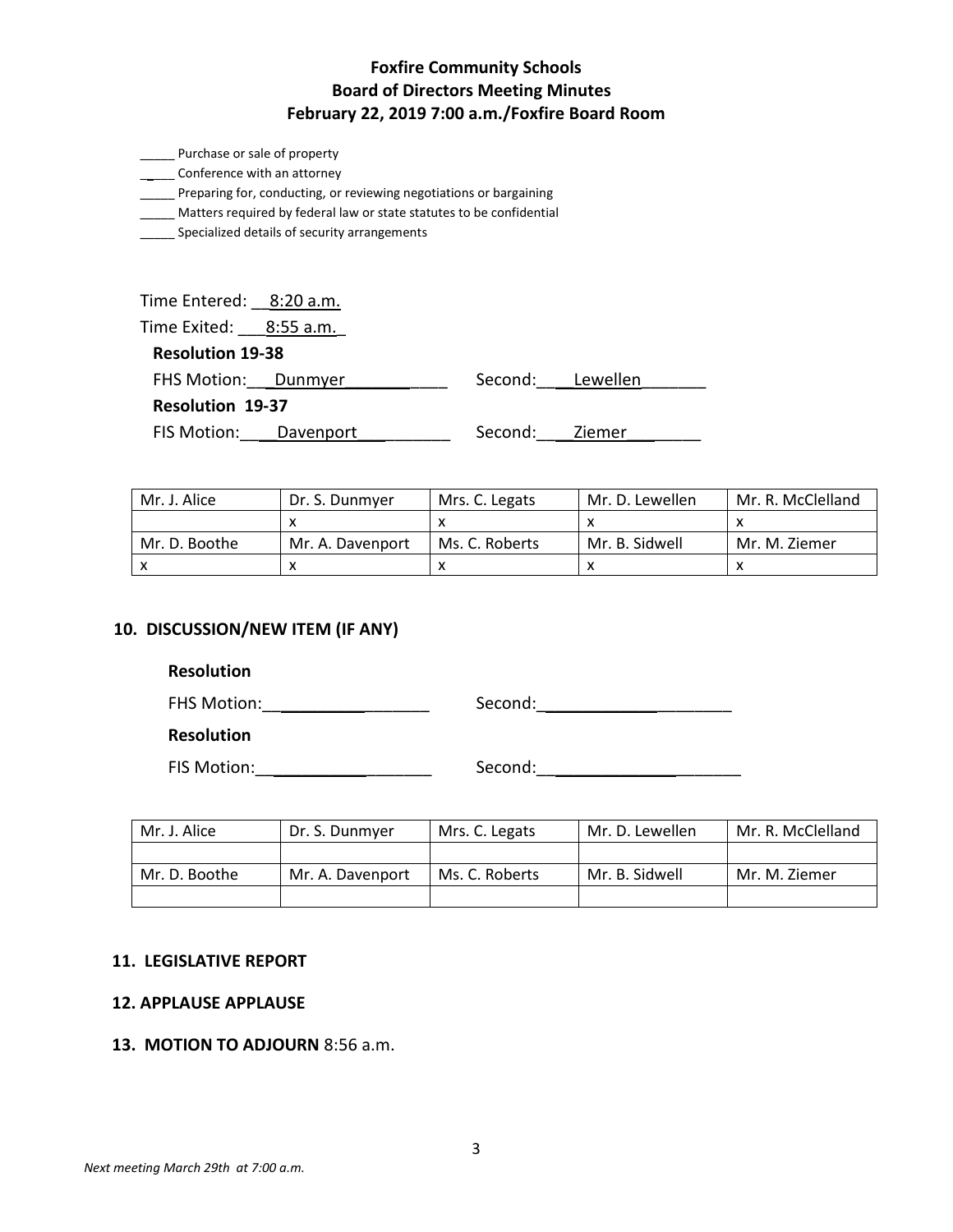**Foxfire Community Schools**
**Board of Directors Meeting Minutes**
**February 22, 2019 7:00 a.m./Foxfire Board Room**

_____ Purchase or sale of property
_____ Conference with an attorney
_____ Preparing for, conducting, or reviewing negotiations or bargaining
_____ Matters required by federal law or state statutes to be confidential
_____ Specialized details of security arrangements

Time Entered: 8:20 a.m.
Time Exited: 8:55 a.m.

**Resolution 19-38**
FHS Motion: Dunmyer Second: Lewellen

**Resolution 19-37**
FIS Motion: Davenport Second: Ziemer

| Mr. J. Alice | Dr. S. Dunmyer | Mrs. C. Legats | Mr. D. Lewellen | Mr. R. McClelland |
|---|---|---|---|---|
| | x | x | x | x |
| Mr. D. Boothe | Mr. A. Davenport | Ms. C. Roberts | Mr. B. Sidwell | Mr. M. Ziemer |
| x | x | x | x | x |

## 10. DISCUSSION/NEW ITEM (IF ANY)

**Resolution**
FHS Motion:__________ Second:__________

**Resolution**
FIS Motion:__________ Second:__________

| Mr. J. Alice | Dr. S. Dunmyer | Mrs. C. Legats | Mr. D. Lewellen | Mr. R. McClelland |
|---|---|---|---|---|
| | | | | |
| Mr. D. Boothe | Mr. A. Davenport | Ms. C. Roberts | Mr. B. Sidwell | Mr. M. Ziemer |
| | | | | |

## 11. LEGISLATIVE REPORT

## 12. APPLAUSE APPLAUSE

## 13. MOTION TO ADJOURN 8:56 a.m.

*Next meeting March 29th at 7:00 a.m.*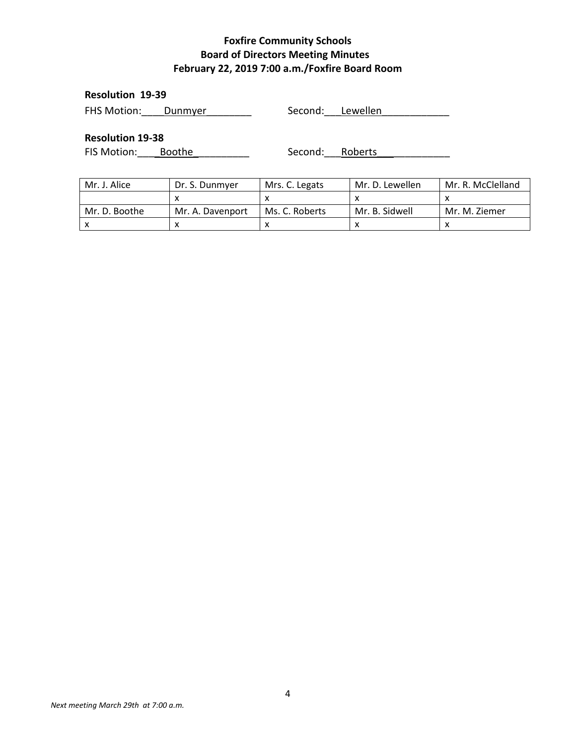**Foxfire Community Schools**
**Board of Directors Meeting Minutes**
**February 22, 2019 7:00 a.m./Foxfire Board Room**

**Resolution 19-39**

FHS Motion:____Dunmyer________ Second:___Lewellen____________

**Resolution 19-38**

FIS Motion:____Boothe__________ Second:___Roberts____________

| | | | | |
|---|---|---|---|---|
| Mr. J. Alice | Dr. S. Dunmyer | Mrs. C. Legats | Mr. D. Lewellen | Mr. R. McClelland |
| | x | x | x | x |
| Mr. D. Boothe | Mr. A. Davenport | Ms. C. Roberts | Mr. B. Sidwell | Mr. M. Ziemer |
| x | x | x | x | x |

*Next meeting March 29th at 7:00 a.m.*